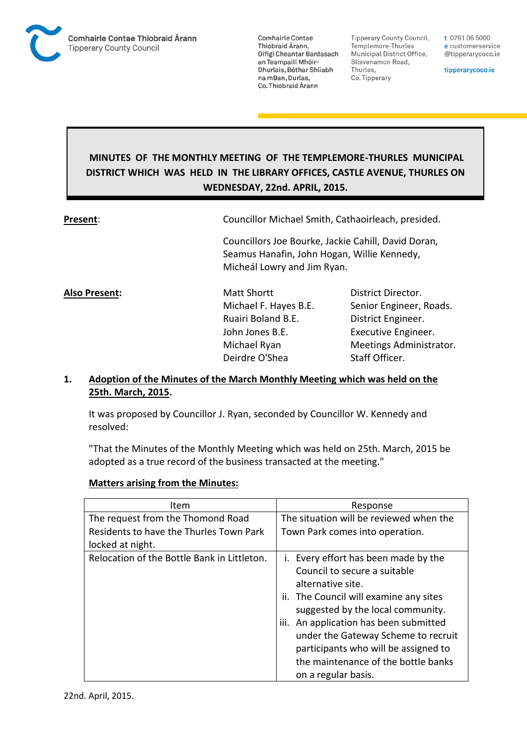Comhairle Contae Thiobraid Árann
Tipperary County Council

Comhairle Contae Thiobraid Árann, Oifigí Cheantar Bardasach an Teampaill Mhóir-Dhurlais, Bóthar Shliabh na mBan, Durlas, Co. Thiobraid Árann

Tipperary County Council, Templemore-Thurles Municipal District Office, Slievenamon Road, Thurles, Co. Tipperary

t 0761 06 5000
e customerservice@tipperarycoco.ie

tipperarycoco.ie

# MINUTES OF THE MONTHLY MEETING OF THE TEMPLEMORE-THURLES MUNICIPAL DISTRICT WHICH WAS HELD IN THE LIBRARY OFFICES, CASTLE AVENUE, THURLES ON WEDNESDAY, 22nd. APRIL, 2015.

**Present**: Councillor Michael Smith, Cathaoirleach, presided.

Councillors Joe Bourke, Jackie Cahill, David Doran, Seamus Hanafin, John Hogan, Willie Kennedy, Micheál Lowry and Jim Ryan.

**Also Present:**

| | |
|---|---|
| Matt Shortt | District Director. |
| Michael F. Hayes B.E. | Senior Engineer, Roads. |
| Ruairi Boland B.E. | District Engineer. |
| John Jones B.E. | Executive Engineer. |
| Michael Ryan | Meetings Administrator. |
| Deirdre O'Shea | Staff Officer. |

## 1. Adoption of the Minutes of the March Monthly Meeting which was held on the 25th. March, 2015.

It was proposed by Councillor J. Ryan, seconded by Councillor W. Kennedy and resolved:

"That the Minutes of the Monthly Meeting which was held on 25th. March, 2015 be adopted as a true record of the business transacted at the meeting."

**Matters arising from the Minutes:**

| Item | Response |
|---|---|
| The request from the Thomond Road Residents to have the Thurles Town Park locked at night. | The situation will be reviewed when the Town Park comes into operation. |
| Relocation of the Bottle Bank in Littleton. | i. Every effort has been made by the Council to secure a suitable alternative site.<br>ii. The Council will examine any sites suggested by the local community.<br>iii. An application has been submitted under the Gateway Scheme to recruit participants who will be assigned to the maintenance of the bottle banks on a regular basis. |

22nd. April, 2015.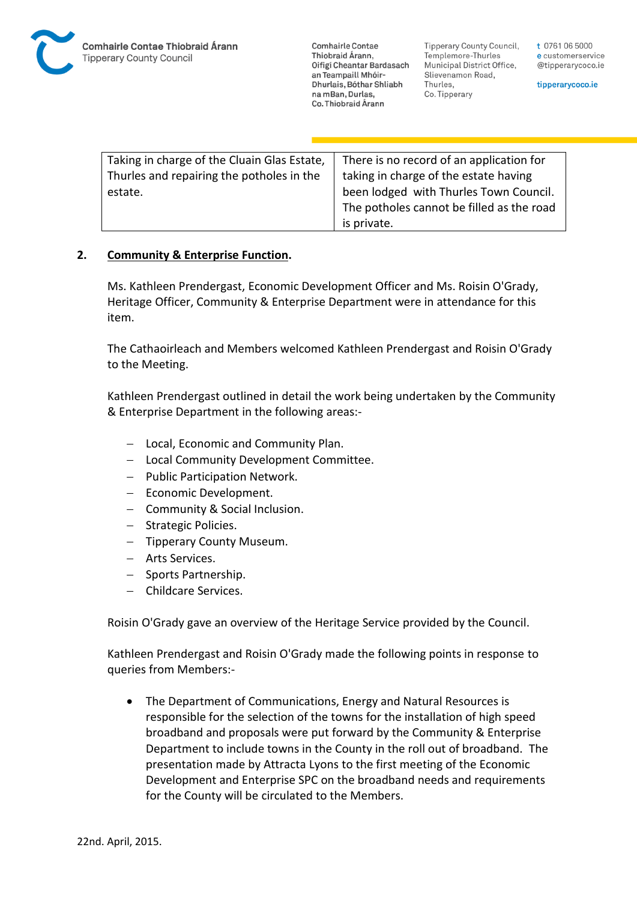| Taking in charge of the Cluain Glas Estate, Thurles and repairing the potholes in the estate. | There is no record of an application for taking in charge of the estate having been lodged with Thurles Town Council. The potholes cannot be filled as the road is private. |
|---|---|

**2. Community & Enterprise Function.**

Ms. Kathleen Prendergast, Economic Development Officer and Ms. Roisin O'Grady, Heritage Officer, Community & Enterprise Department were in attendance for this item.

The Cathaoirleach and Members welcomed Kathleen Prendergast and Roisin O'Grady to the Meeting.

Kathleen Prendergast outlined in detail the work being undertaken by the Community & Enterprise Department in the following areas:-

- Local, Economic and Community Plan.
- Local Community Development Committee.
- Public Participation Network.
- Economic Development.
- Community & Social Inclusion.
- Strategic Policies.
- Tipperary County Museum.
- Arts Services.
- Sports Partnership.
- Childcare Services.

Roisin O'Grady gave an overview of the Heritage Service provided by the Council.

Kathleen Prendergast and Roisin O'Grady made the following points in response to queries from Members:-

- The Department of Communications, Energy and Natural Resources is responsible for the selection of the towns for the installation of high speed broadband and proposals were put forward by the Community & Enterprise Department to include towns in the County in the roll out of broadband. The presentation made by Attracta Lyons to the first meeting of the Economic Development and Enterprise SPC on the broadband needs and requirements for the County will be circulated to the Members.

22nd. April, 2015.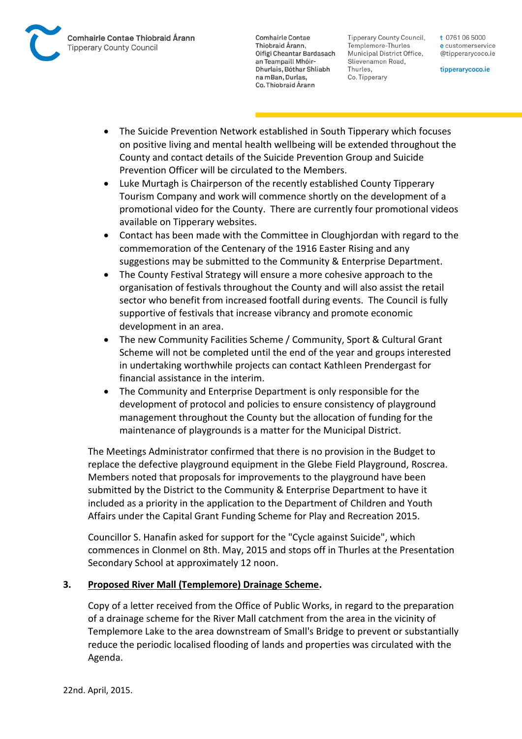- The Suicide Prevention Network established in South Tipperary which focuses on positive living and mental health wellbeing will be extended throughout the County and contact details of the Suicide Prevention Group and Suicide Prevention Officer will be circulated to the Members.
- Luke Murtagh is Chairperson of the recently established County Tipperary Tourism Company and work will commence shortly on the development of a promotional video for the County. There are currently four promotional videos available on Tipperary websites.
- Contact has been made with the Committee in Cloughjordan with regard to the commemoration of the Centenary of the 1916 Easter Rising and any suggestions may be submitted to the Community & Enterprise Department.
- The County Festival Strategy will ensure a more cohesive approach to the organisation of festivals throughout the County and will also assist the retail sector who benefit from increased footfall during events. The Council is fully supportive of festivals that increase vibrancy and promote economic development in an area.
- The new Community Facilities Scheme / Community, Sport & Cultural Grant Scheme will not be completed until the end of the year and groups interested in undertaking worthwhile projects can contact Kathleen Prendergast for financial assistance in the interim.
- The Community and Enterprise Department is only responsible for the development of protocol and policies to ensure consistency of playground management throughout the County but the allocation of funding for the maintenance of playgrounds is a matter for the Municipal District.

The Meetings Administrator confirmed that there is no provision in the Budget to replace the defective playground equipment in the Glebe Field Playground, Roscrea. Members noted that proposals for improvements to the playground have been submitted by the District to the Community & Enterprise Department to have it included as a priority in the application to the Department of Children and Youth Affairs under the Capital Grant Funding Scheme for Play and Recreation 2015.

Councillor S. Hanafin asked for support for the "Cycle against Suicide", which commences in Clonmel on 8th. May, 2015 and stops off in Thurles at the Presentation Secondary School at approximately 12 noon.

**3. Proposed River Mall (Templemore) Drainage Scheme.**

Copy of a letter received from the Office of Public Works, in regard to the preparation of a drainage scheme for the River Mall catchment from the area in the vicinity of Templemore Lake to the area downstream of Small's Bridge to prevent or substantially reduce the periodic localised flooding of lands and properties was circulated with the Agenda.

22nd. April, 2015.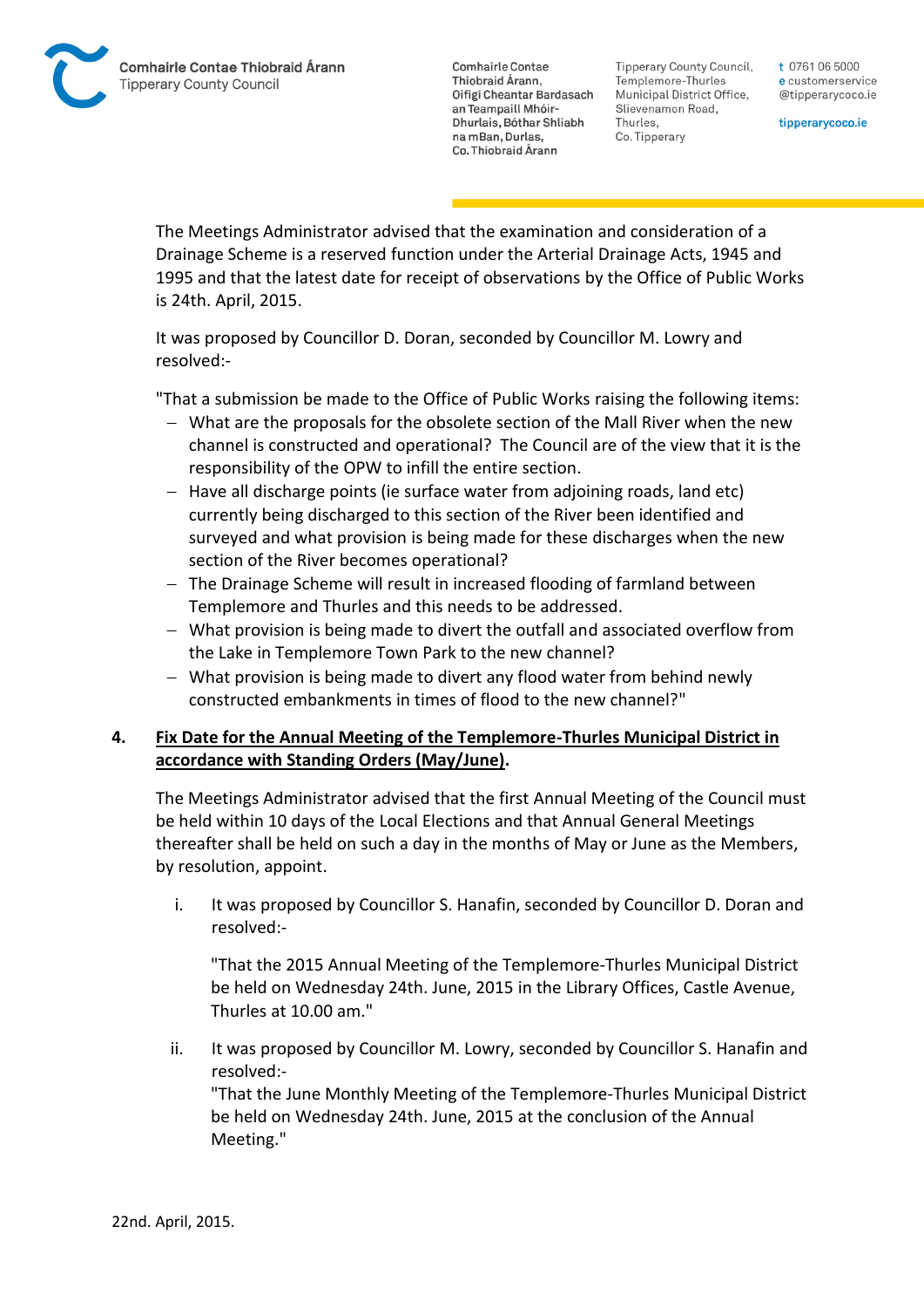The Meetings Administrator advised that the examination and consideration of a Drainage Scheme is a reserved function under the Arterial Drainage Acts, 1945 and 1995 and that the latest date for receipt of observations by the Office of Public Works is 24th. April, 2015.

It was proposed by Councillor D. Doran, seconded by Councillor M. Lowry and resolved:-

"That a submission be made to the Office of Public Works raising the following items:

- What are the proposals for the obsolete section of the Mall River when the new channel is constructed and operational? The Council are of the view that it is the responsibility of the OPW to infill the entire section.
- Have all discharge points (ie surface water from adjoining roads, land etc) currently being discharged to this section of the River been identified and surveyed and what provision is being made for these discharges when the new section of the River becomes operational?
- The Drainage Scheme will result in increased flooding of farmland between Templemore and Thurles and this needs to be addressed.
- What provision is being made to divert the outfall and associated overflow from the Lake in Templemore Town Park to the new channel?
- What provision is being made to divert any flood water from behind newly constructed embankments in times of flood to the new channel?"

**4. Fix Date for the Annual Meeting of the Templemore-Thurles Municipal District in accordance with Standing Orders (May/June).**

The Meetings Administrator advised that the first Annual Meeting of the Council must be held within 10 days of the Local Elections and that Annual General Meetings thereafter shall be held on such a day in the months of May or June as the Members, by resolution, appoint.

i. It was proposed by Councillor S. Hanafin, seconded by Councillor D. Doran and resolved:-

   "That the 2015 Annual Meeting of the Templemore-Thurles Municipal District be held on Wednesday 24th. June, 2015 in the Library Offices, Castle Avenue, Thurles at 10.00 am."

ii. It was proposed by Councillor M. Lowry, seconded by Councillor S. Hanafin and resolved:-

   "That the June Monthly Meeting of the Templemore-Thurles Municipal District be held on Wednesday 24th. June, 2015 at the conclusion of the Annual Meeting."

22nd. April, 2015.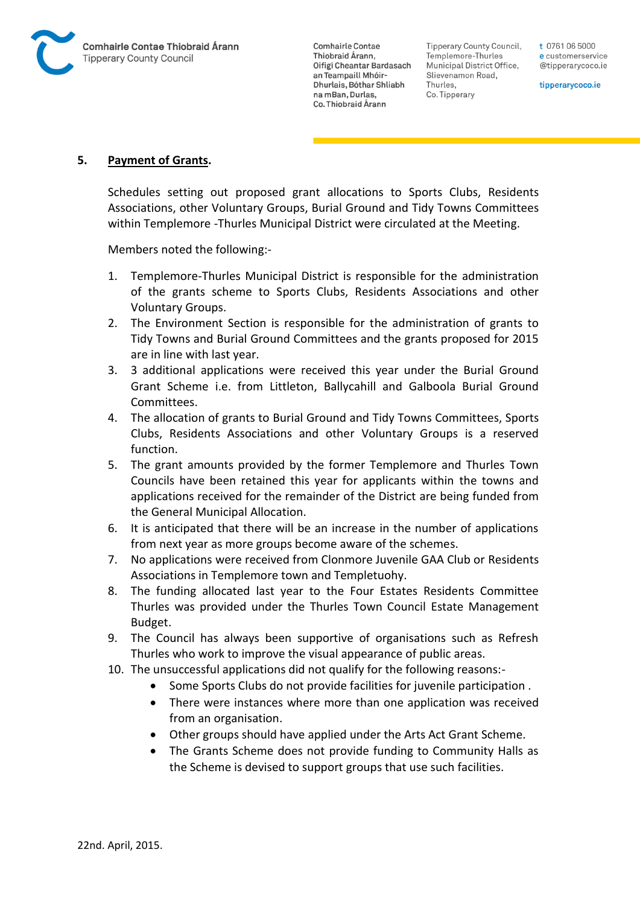**5. Payment of Grants.**

Schedules setting out proposed grant allocations to Sports Clubs, Residents Associations, other Voluntary Groups, Burial Ground and Tidy Towns Committees within Templemore -Thurles Municipal District were circulated at the Meeting.

Members noted the following:-

1. Templemore-Thurles Municipal District is responsible for the administration of the grants scheme to Sports Clubs, Residents Associations and other Voluntary Groups.
2. The Environment Section is responsible for the administration of grants to Tidy Towns and Burial Ground Committees and the grants proposed for 2015 are in line with last year.
3. 3 additional applications were received this year under the Burial Ground Grant Scheme i.e. from Littleton, Ballycahill and Galboola Burial Ground Committees.
4. The allocation of grants to Burial Ground and Tidy Towns Committees, Sports Clubs, Residents Associations and other Voluntary Groups is a reserved function.
5. The grant amounts provided by the former Templemore and Thurles Town Councils have been retained this year for applicants within the towns and applications received for the remainder of the District are being funded from the General Municipal Allocation.
6. It is anticipated that there will be an increase in the number of applications from next year as more groups become aware of the schemes.
7. No applications were received from Clonmore Juvenile GAA Club or Residents Associations in Templemore town and Templetuohy.
8. The funding allocated last year to the Four Estates Residents Committee Thurles was provided under the Thurles Town Council Estate Management Budget.
9. The Council has always been supportive of organisations such as Refresh Thurles who work to improve the visual appearance of public areas.
10. The unsuccessful applications did not qualify for the following reasons:-
    - Some Sports Clubs do not provide facilities for juvenile participation .
    - There were instances where more than one application was received from an organisation.
    - Other groups should have applied under the Arts Act Grant Scheme.
    - The Grants Scheme does not provide funding to Community Halls as the Scheme is devised to support groups that use such facilities.

22nd. April, 2015.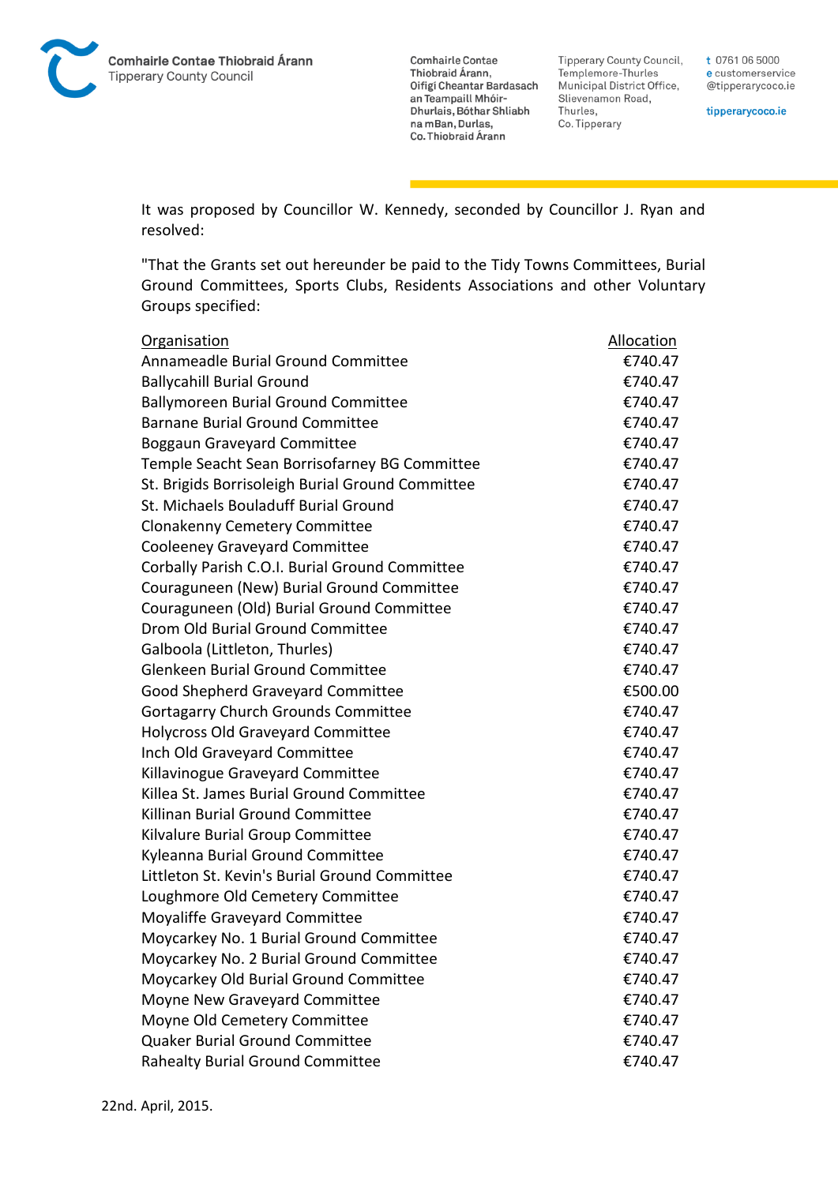It was proposed by Councillor W. Kennedy, seconded by Councillor J. Ryan and resolved:

"That the Grants set out hereunder be paid to the Tidy Towns Committees, Burial Ground Committees, Sports Clubs, Residents Associations and other Voluntary Groups specified:

| Organisation | Allocation |
|---|---|
| Annameadle Burial Ground Committee | €740.47 |
| Ballycahill Burial Ground | €740.47 |
| Ballymoreen Burial Ground Committee | €740.47 |
| Barnane Burial Ground Committee | €740.47 |
| Boggaun Graveyard Committee | €740.47 |
| Temple Seacht Sean Borrisofarney BG Committee | €740.47 |
| St. Brigids Borrisoleigh Burial Ground Committee | €740.47 |
| St. Michaels Bouladuff Burial Ground | €740.47 |
| Clonakenny Cemetery Committee | €740.47 |
| Cooleeney Graveyard Committee | €740.47 |
| Corbally Parish C.O.I. Burial Ground Committee | €740.47 |
| Couraguneen (New) Burial Ground Committee | €740.47 |
| Couraguneen (Old) Burial Ground Committee | €740.47 |
| Drom Old Burial Ground Committee | €740.47 |
| Galboola (Littleton, Thurles) | €740.47 |
| Glenkeen Burial Ground Committee | €740.47 |
| Good Shepherd Graveyard Committee | €500.00 |
| Gortagarry Church Grounds Committee | €740.47 |
| Holycross Old Graveyard Committee | €740.47 |
| Inch Old Graveyard Committee | €740.47 |
| Killavinogue Graveyard Committee | €740.47 |
| Killea St. James Burial Ground Committee | €740.47 |
| Killinan Burial Ground Committee | €740.47 |
| Kilvalure Burial Group Committee | €740.47 |
| Kyleanna Burial Ground Committee | €740.47 |
| Littleton St. Kevin's Burial Ground Committee | €740.47 |
| Loughmore Old Cemetery Committee | €740.47 |
| Moyaliffe Graveyard Committee | €740.47 |
| Moycarkey No. 1 Burial Ground Committee | €740.47 |
| Moycarkey No. 2 Burial Ground Committee | €740.47 |
| Moycarkey Old Burial Ground Committee | €740.47 |
| Moyne New Graveyard Committee | €740.47 |
| Moyne Old Cemetery Committee | €740.47 |
| Quaker Burial Ground Committee | €740.47 |
| Rahealty Burial Ground Committee | €740.47 |

22nd. April, 2015.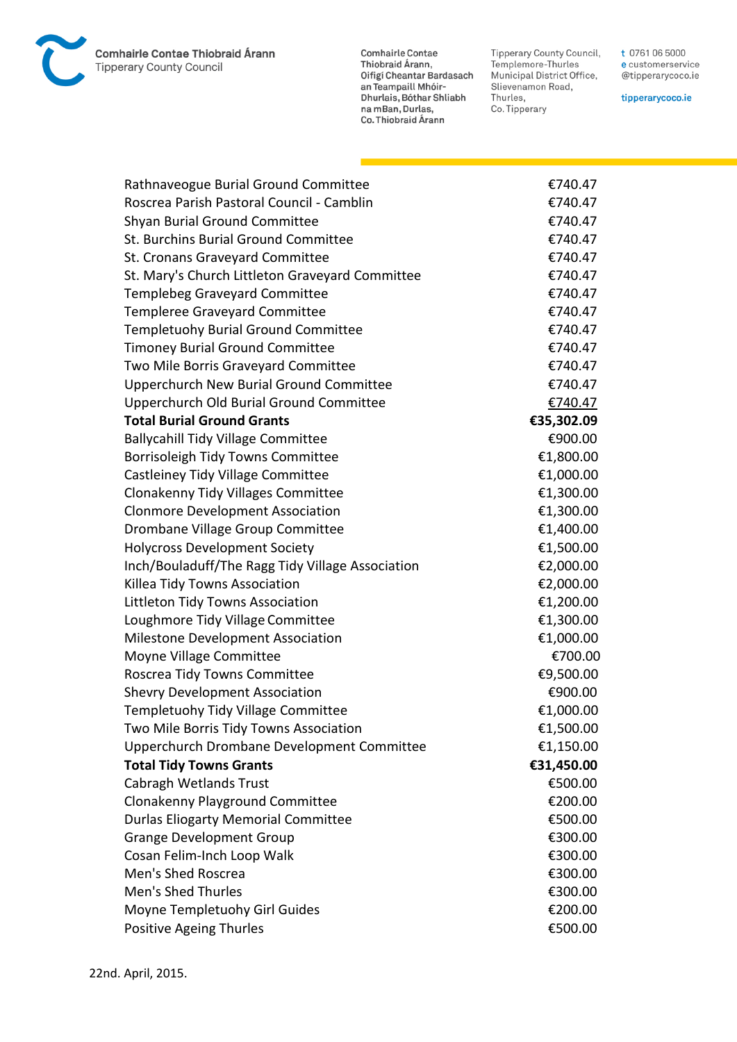| | |
|---|---|
| Rathnaveogue Burial Ground Committee | €740.47 |
| Roscrea Parish Pastoral Council - Camblin | €740.47 |
| Shyan Burial Ground Committee | €740.47 |
| St. Burchins Burial Ground Committee | €740.47 |
| St. Cronans Graveyard Committee | €740.47 |
| St. Mary's Church Littleton Graveyard Committee | €740.47 |
| Templebeg Graveyard Committee | €740.47 |
| Templeree Graveyard Committee | €740.47 |
| Templetuohy Burial Ground Committee | €740.47 |
| Timoney Burial Ground Committee | €740.47 |
| Two Mile Borris Graveyard Committee | €740.47 |
| Upperchurch New Burial Ground Committee | €740.47 |
| Upperchurch Old Burial Ground Committee | €740.47 |
| **Total Burial Ground Grants** | **€35,302.09** |
| Ballycahill Tidy Village Committee | €900.00 |
| Borrisoleigh Tidy Towns Committee | €1,800.00 |
| Castleiney Tidy Village Committee | €1,000.00 |
| Clonakenny Tidy Villages Committee | €1,300.00 |
| Clonmore Development Association | €1,300.00 |
| Drombane Village Group Committee | €1,400.00 |
| Holycross Development Society | €1,500.00 |
| Inch/Bouladuff/The Ragg Tidy Village Association | €2,000.00 |
| Killea Tidy Towns Association | €2,000.00 |
| Littleton Tidy Towns Association | €1,200.00 |
| Loughmore Tidy Village Committee | €1,300.00 |
| Milestone Development Association | €1,000.00 |
| Moyne Village Committee | €700.00 |
| Roscrea Tidy Towns Committee | €9,500.00 |
| Shevry Development Association | €900.00 |
| Templetuohy Tidy Village Committee | €1,000.00 |
| Two Mile Borris Tidy Towns Association | €1,500.00 |
| Upperchurch Drombane Development Committee | €1,150.00 |
| **Total Tidy Towns Grants** | **€31,450.00** |
| Cabragh Wetlands Trust | €500.00 |
| Clonakenny Playground Committee | €200.00 |
| Durlas Eliogarty Memorial Committee | €500.00 |
| Grange Development Group | €300.00 |
| Cosan Felim-Inch Loop Walk | €300.00 |
| Men's Shed Roscrea | €300.00 |
| Men's Shed Thurles | €300.00 |
| Moyne Templetuohy Girl Guides | €200.00 |
| Positive Ageing Thurles | €500.00 |

22nd. April, 2015.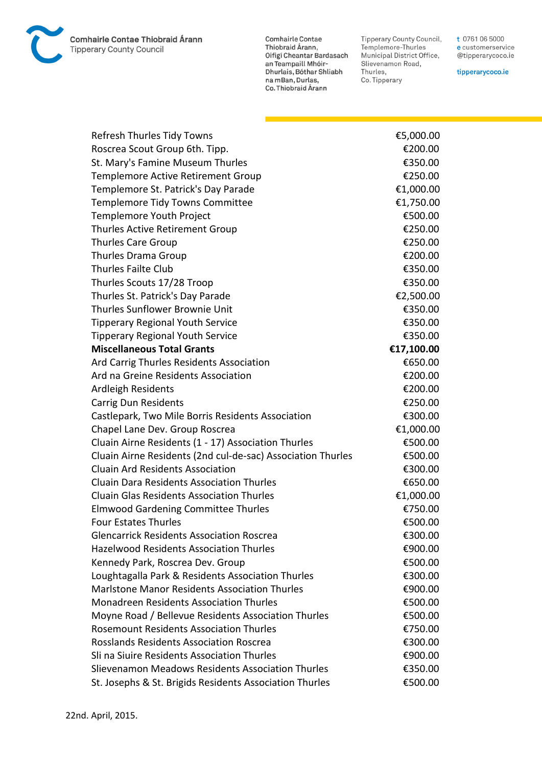| | |
|---|---|
| Refresh Thurles Tidy Towns | €5,000.00 |
| Roscrea Scout Group 6th. Tipp. | €200.00 |
| St. Mary's Famine Museum Thurles | €350.00 |
| Templemore Active Retirement Group | €250.00 |
| Templemore St. Patrick's Day Parade | €1,000.00 |
| Templemore Tidy Towns Committee | €1,750.00 |
| Templemore Youth Project | €500.00 |
| Thurles Active Retirement Group | €250.00 |
| Thurles Care Group | €250.00 |
| Thurles Drama Group | €200.00 |
| Thurles Failte Club | €350.00 |
| Thurles Scouts 17/28 Troop | €350.00 |
| Thurles St. Patrick's Day Parade | €2,500.00 |
| Thurles Sunflower Brownie Unit | €350.00 |
| Tipperary Regional Youth Service | €350.00 |
| Tipperary Regional Youth Service | €350.00 |
| **Miscellaneous Total Grants** | **€17,100.00** |
| Ard Carrig Thurles Residents Association | €650.00 |
| Ard na Greine Residents Association | €200.00 |
| Ardleigh Residents | €200.00 |
| Carrig Dun Residents | €250.00 |
| Castlepark, Two Mile Borris Residents Association | €300.00 |
| Chapel Lane Dev. Group Roscrea | €1,000.00 |
| Cluain Airne Residents (1 - 17) Association Thurles | €500.00 |
| Cluain Airne Residents (2nd cul-de-sac) Association Thurles | €500.00 |
| Cluain Ard Residents Association | €300.00 |
| Cluain Dara Residents Association Thurles | €650.00 |
| Cluain Glas Residents Association Thurles | €1,000.00 |
| Elmwood Gardening Committee Thurles | €750.00 |
| Four Estates Thurles | €500.00 |
| Glencarrick Residents Association Roscrea | €300.00 |
| Hazelwood Residents Association Thurles | €900.00 |
| Kennedy Park, Roscrea Dev. Group | €500.00 |
| Loughtagalla Park & Residents Association Thurles | €300.00 |
| Marlstone Manor Residents Association Thurles | €900.00 |
| Monadreen Residents Association Thurles | €500.00 |
| Moyne Road / Bellevue Residents Association Thurles | €500.00 |
| Rosemount Residents Association Thurles | €750.00 |
| Rosslands Residents Association Roscrea | €300.00 |
| Sli na Siuire Residents Association Thurles | €900.00 |
| Slievenamon Meadows Residents Association Thurles | €350.00 |
| St. Josephs & St. Brigids Residents Association Thurles | €500.00 |

22nd. April, 2015.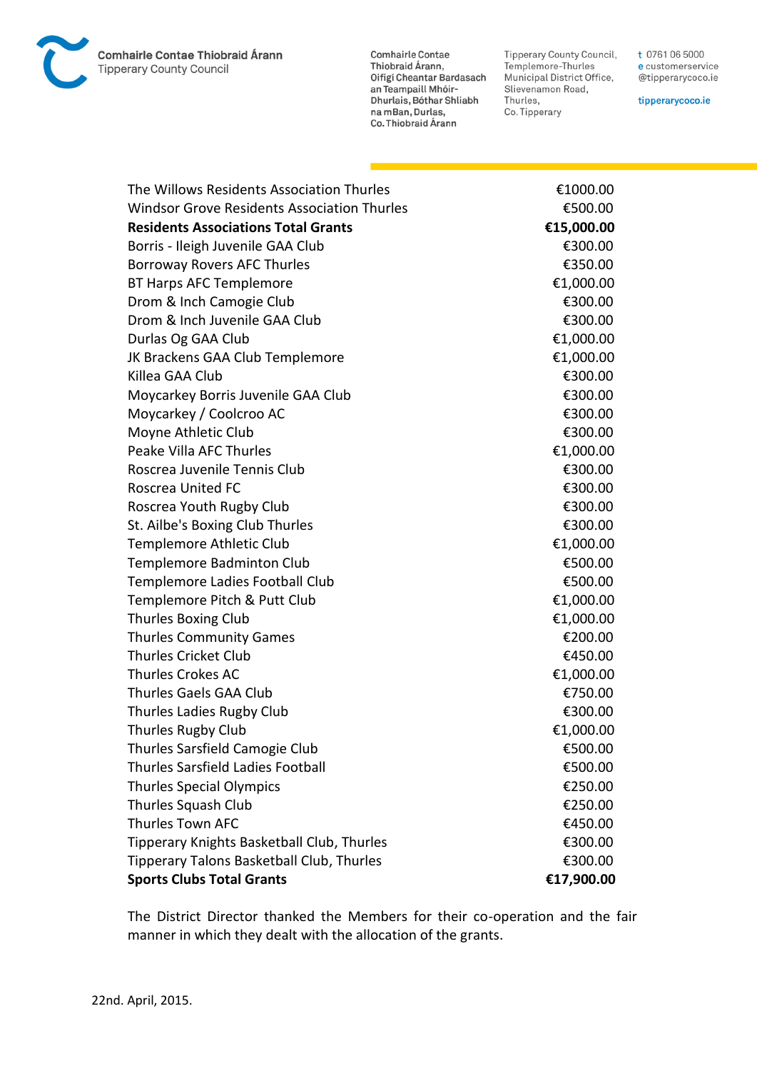| | |
|---|---|
| The Willows Residents Association Thurles | €1000.00 |
| Windsor Grove Residents Association Thurles | €500.00 |
| **Residents Associations Total Grants** | **€15,000.00** |
| Borris - Ileigh Juvenile GAA Club | €300.00 |
| Borroway Rovers AFC Thurles | €350.00 |
| BT Harps AFC Templemore | €1,000.00 |
| Drom & Inch Camogie Club | €300.00 |
| Drom & Inch Juvenile GAA Club | €300.00 |
| Durlas Og GAA Club | €1,000.00 |
| JK Brackens GAA Club Templemore | €1,000.00 |
| Killea GAA Club | €300.00 |
| Moycarkey Borris Juvenile GAA Club | €300.00 |
| Moycarkey / Coolcroo AC | €300.00 |
| Moyne Athletic Club | €300.00 |
| Peake Villa AFC Thurles | €1,000.00 |
| Roscrea Juvenile Tennis Club | €300.00 |
| Roscrea United FC | €300.00 |
| Roscrea Youth Rugby Club | €300.00 |
| St. Ailbe's Boxing Club Thurles | €300.00 |
| Templemore Athletic Club | €1,000.00 |
| Templemore Badminton Club | €500.00 |
| Templemore Ladies Football Club | €500.00 |
| Templemore Pitch & Putt Club | €1,000.00 |
| Thurles Boxing Club | €1,000.00 |
| Thurles Community Games | €200.00 |
| Thurles Cricket Club | €450.00 |
| Thurles Crokes AC | €1,000.00 |
| Thurles Gaels GAA Club | €750.00 |
| Thurles Ladies Rugby Club | €300.00 |
| Thurles Rugby Club | €1,000.00 |
| Thurles Sarsfield Camogie Club | €500.00 |
| Thurles Sarsfield Ladies Football | €500.00 |
| Thurles Special Olympics | €250.00 |
| Thurles Squash Club | €250.00 |
| Thurles Town AFC | €450.00 |
| Tipperary Knights Basketball Club, Thurles | €300.00 |
| Tipperary Talons Basketball Club, Thurles | €300.00 |
| **Sports Clubs Total Grants** | **€17,900.00** |

The District Director thanked the Members for their co-operation and the fair manner in which they dealt with the allocation of the grants.

22nd. April, 2015.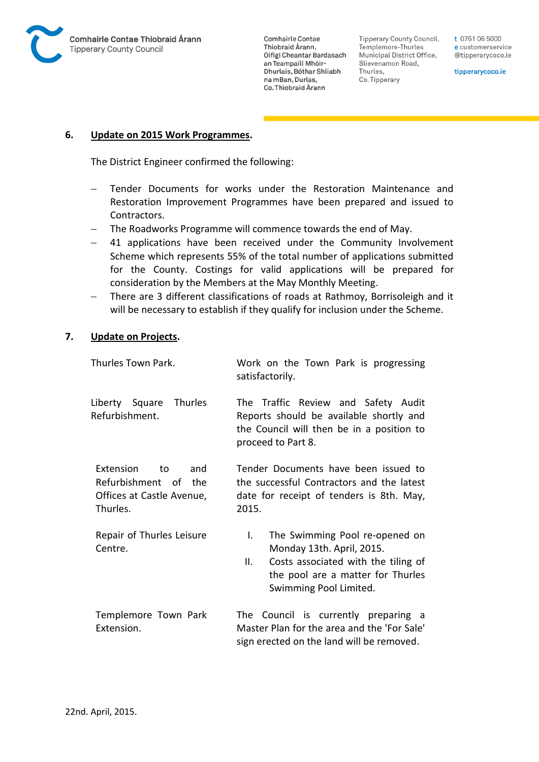## 6. Update on 2015 Work Programmes.

The District Engineer confirmed the following:

- Tender Documents for works under the Restoration Maintenance and Restoration Improvement Programmes have been prepared and issued to Contractors.
- The Roadworks Programme will commence towards the end of May.
- 41 applications have been received under the Community Involvement Scheme which represents 55% of the total number of applications submitted for the County. Costings for valid applications will be prepared for consideration by the Members at the May Monthly Meeting.
- There are 3 different classifications of roads at Rathmoy, Borrisoleigh and it will be necessary to establish if they qualify for inclusion under the Scheme.

## 7. Update on Projects.

| | |
|---|---|
| Thurles Town Park. | Work on the Town Park is progressing satisfactorily. |
| Liberty Square Thurles Refurbishment. | The Traffic Review and Safety Audit Reports should be available shortly and the Council will then be in a position to proceed to Part 8. |
| Extension to and Refurbishment of the Offices at Castle Avenue, Thurles. | Tender Documents have been issued to the successful Contractors and the latest date for receipt of tenders is 8th. May, 2015. |
| Repair of Thurles Leisure Centre. | I. The Swimming Pool re-opened on Monday 13th. April, 2015.<br>II. Costs associated with the tiling of the pool are a matter for Thurles Swimming Pool Limited. |
| Templemore Town Park Extension. | The Council is currently preparing a Master Plan for the area and the 'For Sale' sign erected on the land will be removed. |

22nd. April, 2015.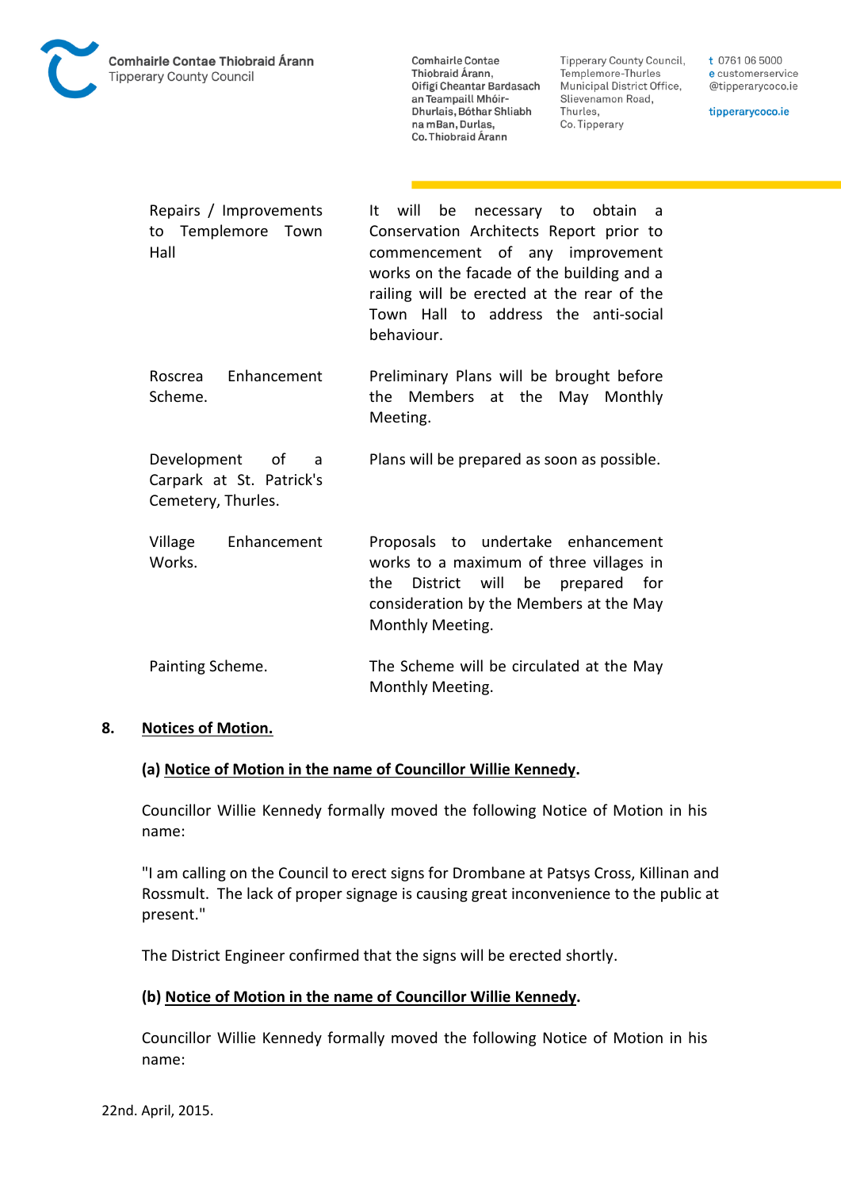| | |
|---|---|
| Repairs / Improvements to Templemore Town Hall | It will be necessary to obtain a Conservation Architects Report prior to commencement of any improvement works on the facade of the building and a railing will be erected at the rear of the Town Hall to address the anti-social behaviour. |
| Roscrea Enhancement Scheme. | Preliminary Plans will be brought before the Members at the May Monthly Meeting. |
| Development of a Carpark at St. Patrick's Cemetery, Thurles. | Plans will be prepared as soon as possible. |
| Village Enhancement Works. | Proposals to undertake enhancement works to a maximum of three villages in the District will be prepared for consideration by the Members at the May Monthly Meeting. |
| Painting Scheme. | The Scheme will be circulated at the May Monthly Meeting. |

## 8. Notices of Motion.

### (a) Notice of Motion in the name of Councillor Willie Kennedy.

Councillor Willie Kennedy formally moved the following Notice of Motion in his name:

"I am calling on the Council to erect signs for Drombane at Patsys Cross, Killinan and Rossmult. The lack of proper signage is causing great inconvenience to the public at present."

The District Engineer confirmed that the signs will be erected shortly.

### (b) Notice of Motion in the name of Councillor Willie Kennedy.

Councillor Willie Kennedy formally moved the following Notice of Motion in his name:

22nd. April, 2015.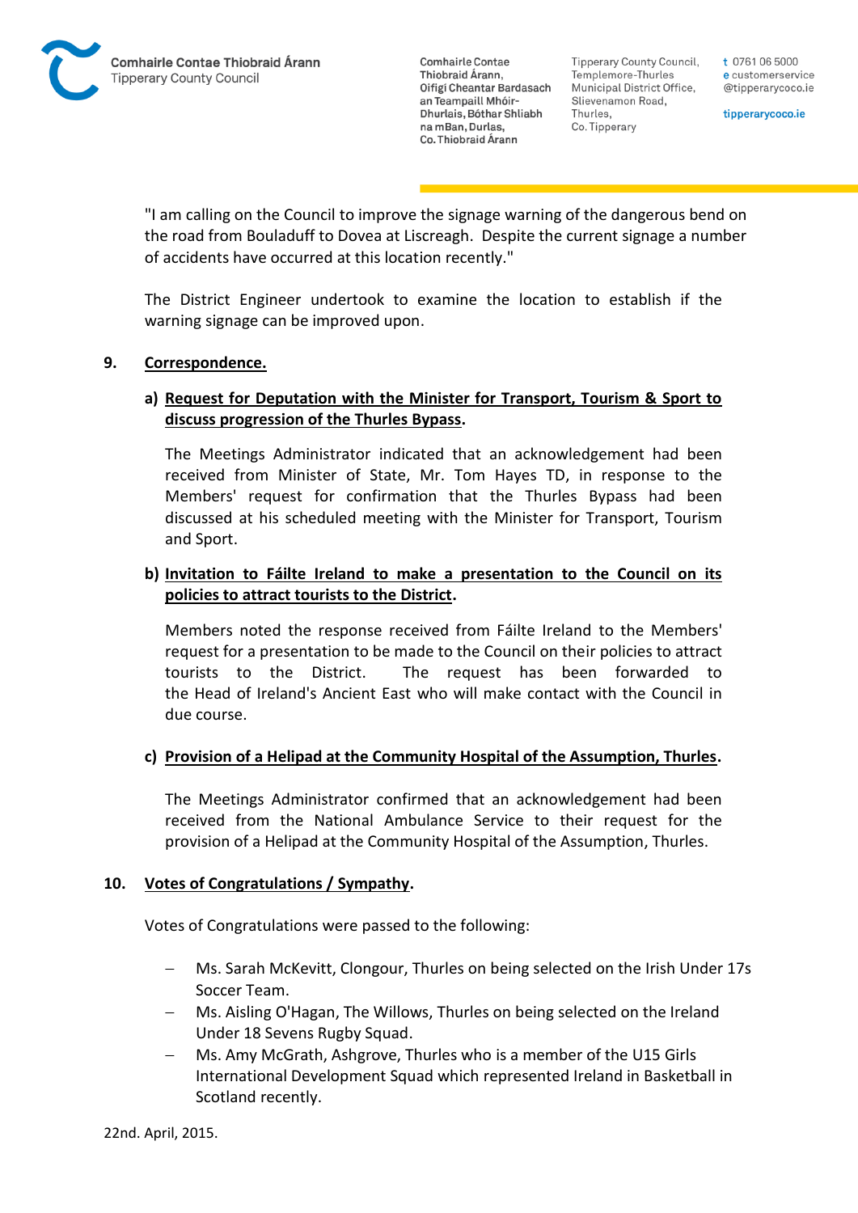"I am calling on the Council to improve the signage warning of the dangerous bend on the road from Bouladuff to Dovea at Liscreagh. Despite the current signage a number of accidents have occurred at this location recently."

The District Engineer undertook to examine the location to establish if the warning signage can be improved upon.

**9. Correspondence.**

**a) Request for Deputation with the Minister for Transport, Tourism & Sport to discuss progression of the Thurles Bypass.**

The Meetings Administrator indicated that an acknowledgement had been received from Minister of State, Mr. Tom Hayes TD, in response to the Members' request for confirmation that the Thurles Bypass had been discussed at his scheduled meeting with the Minister for Transport, Tourism and Sport.

**b) Invitation to Fáilte Ireland to make a presentation to the Council on its policies to attract tourists to the District.**

Members noted the response received from Fáilte Ireland to the Members' request for a presentation to be made to the Council on their policies to attract tourists to the District. The request has been forwarded to the Head of Ireland's Ancient East who will make contact with the Council in due course.

**c) Provision of a Helipad at the Community Hospital of the Assumption, Thurles.**

The Meetings Administrator confirmed that an acknowledgement had been received from the National Ambulance Service to their request for the provision of a Helipad at the Community Hospital of the Assumption, Thurles.

**10. Votes of Congratulations / Sympathy.**

Votes of Congratulations were passed to the following:

- Ms. Sarah McKevitt, Clongour, Thurles on being selected on the Irish Under 17s Soccer Team.
- Ms. Aisling O'Hagan, The Willows, Thurles on being selected on the Ireland Under 18 Sevens Rugby Squad.
- Ms. Amy McGrath, Ashgrove, Thurles who is a member of the U15 Girls International Development Squad which represented Ireland in Basketball in Scotland recently.

22nd. April, 2015.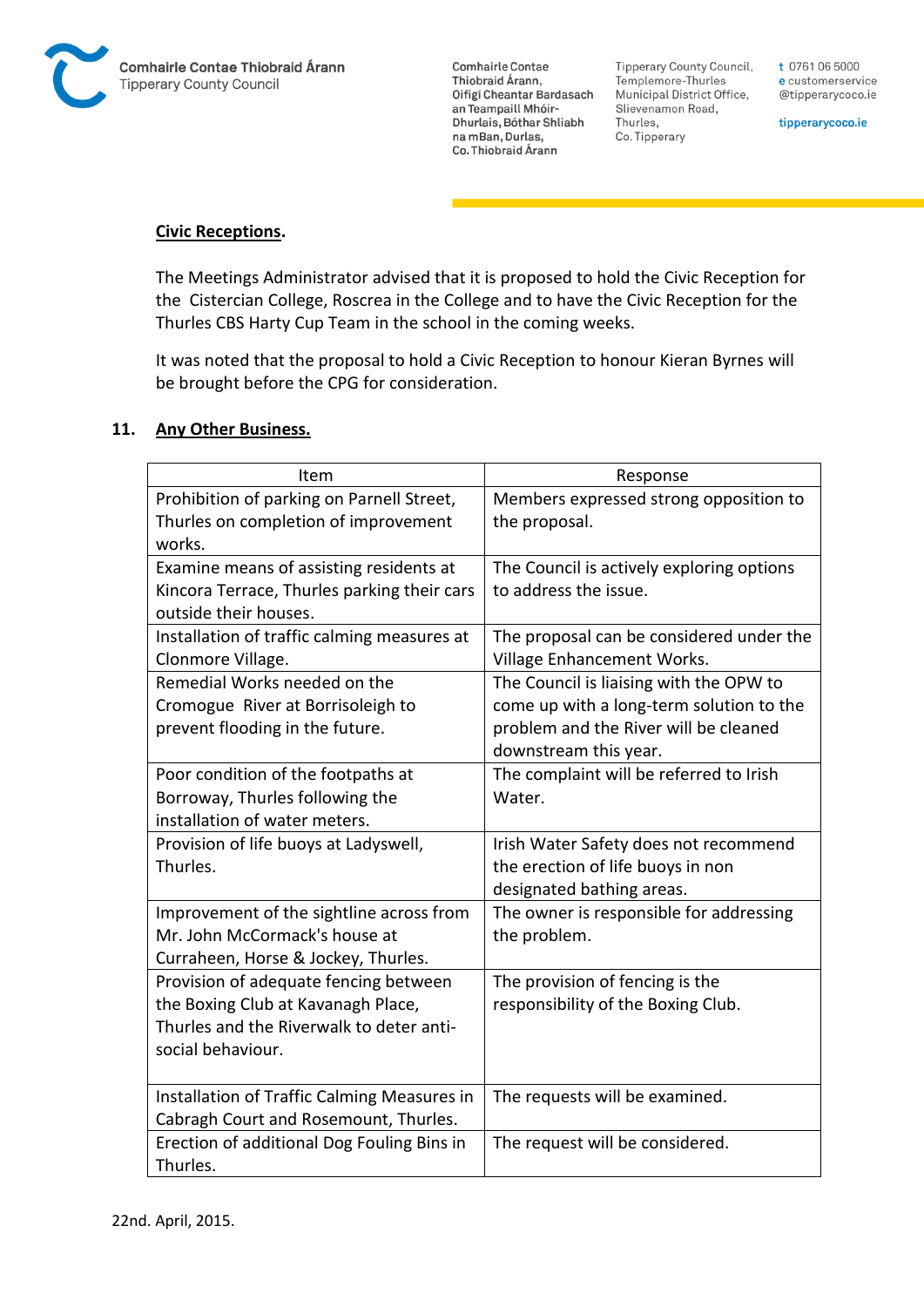**Civic Receptions.**

The Meetings Administrator advised that it is proposed to hold the Civic Reception for the Cistercian College, Roscrea in the College and to have the Civic Reception for the Thurles CBS Harty Cup Team in the school in the coming weeks.

It was noted that the proposal to hold a Civic Reception to honour Kieran Byrnes will be brought before the CPG for consideration.

## 11. Any Other Business.

| Item | Response |
|---|---|
| Prohibition of parking on Parnell Street, Thurles on completion of improvement works. | Members expressed strong opposition to the proposal. |
| Examine means of assisting residents at Kincora Terrace, Thurles parking their cars outside their houses. | The Council is actively exploring options to address the issue. |
| Installation of traffic calming measures at Clonmore Village. | The proposal can be considered under the Village Enhancement Works. |
| Remedial Works needed on the Cromogue River at Borrisoleigh to prevent flooding in the future. | The Council is liaising with the OPW to come up with a long-term solution to the problem and the River will be cleaned downstream this year. |
| Poor condition of the footpaths at Borroway, Thurles following the installation of water meters. | The complaint will be referred to Irish Water. |
| Provision of life buoys at Ladyswell, Thurles. | Irish Water Safety does not recommend the erection of life buoys in non designated bathing areas. |
| Improvement of the sightline across from Mr. John McCormack's house at Curraheen, Horse & Jockey, Thurles. | The owner is responsible for addressing the problem. |
| Provision of adequate fencing between the Boxing Club at Kavanagh Place, Thurles and the Riverwalk to deter anti-social behaviour. | The provision of fencing is the responsibility of the Boxing Club. |
| Installation of Traffic Calming Measures in Cabragh Court and Rosemount, Thurles. | The requests will be examined. |
| Erection of additional Dog Fouling Bins in Thurles. | The request will be considered. |

22nd. April, 2015.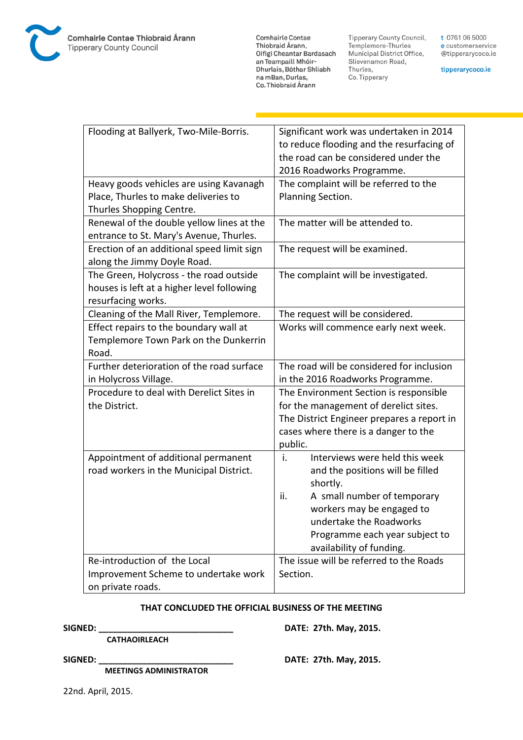| | |
|---|---|
| Flooding at Ballyerk, Two-Mile-Borris. | Significant work was undertaken in 2014 to reduce flooding and the resurfacing of the road can be considered under the 2016 Roadworks Programme. |
| Heavy goods vehicles are using Kavanagh Place, Thurles to make deliveries to Thurles Shopping Centre. | The complaint will be referred to the Planning Section. |
| Renewal of the double yellow lines at the entrance to St. Mary's Avenue, Thurles. | The matter will be attended to. |
| Erection of an additional speed limit sign along the Jimmy Doyle Road. | The request will be examined. |
| The Green, Holycross - the road outside houses is left at a higher level following resurfacing works. | The complaint will be investigated. |
| Cleaning of the Mall River, Templemore. | The request will be considered. |
| Effect repairs to the boundary wall at Templemore Town Park on the Dunkerrin Road. | Works will commence early next week. |
| Further deterioration of the road surface in Holycross Village. | The road will be considered for inclusion in the 2016 Roadworks Programme. |
| Procedure to deal with Derelict Sites in the District. | The Environment Section is responsible for the management of derelict sites. The District Engineer prepares a report in cases where there is a danger to the public. |
| Appointment of additional permanent road workers in the Municipal District. | i. Interviews were held this week and the positions will be filled shortly.<br>ii. A small number of temporary workers may be engaged to undertake the Roadworks Programme each year subject to availability of funding. |
| Re-introduction of the Local Improvement Scheme to undertake work on private roads. | The issue will be referred to the Roads Section. |

**THAT CONCLUDED THE OFFICIAL BUSINESS OF THE MEETING**

**SIGNED: ____________________________** **DATE: 27th. May, 2015.**
**CATHAOIRLEACH**

**SIGNED: ____________________________** **DATE: 27th. May, 2015.**
**MEETINGS ADMINISTRATOR**

22nd. April, 2015.